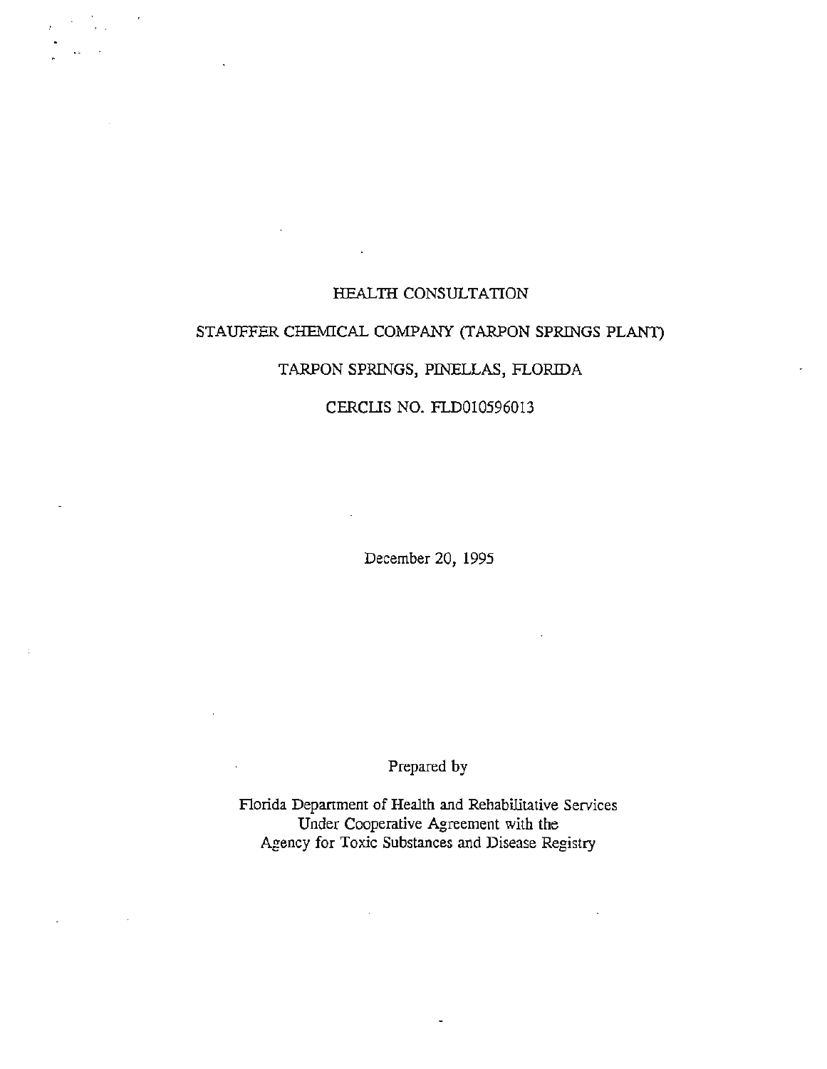# HEALTH CONSULTATION

## STAUFFER CHEMICAL COMPANY (TARPON SPRINGS PLANT)

## TARPON SPRINGS, PINELLAS, FLORIDA

## CERCLIS NO. FLD010596013

December 20, 1995

Prepared by

Florida Department of Health and Rehabilitative Services
Under Cooperative Agreement with the
Agency for Toxic Substances and Disease Registry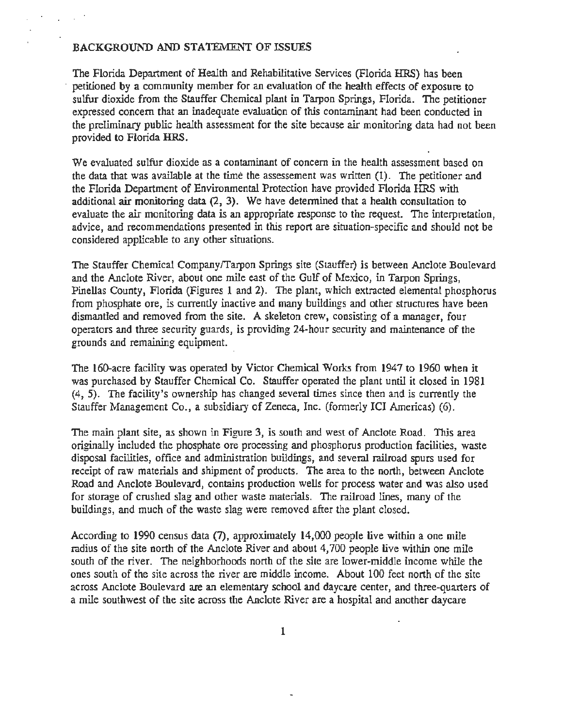## BACKGROUND AND STATEMENT OF ISSUES

The Florida Department of Health and Rehabilitative Services (Florida HRS) has been petitioned by a community member for an evaluation of the health effects of exposure to sulfur dioxide from the Stauffer Chemical plant in Tarpon Springs, Florida. The petitioner expressed concern that an inadequate evaluation of this contaminant had been conducted in the preliminary public health assessment for the site because air monitoring data had not been provided to Florida HRS.

We evaluated sulfur dioxide as a contaminant of concern in the health assessment based on the data that was available at the time the assessement was written (1). The petitioner and the Florida Department of Environmental Protection have provided Florida HRS with additional air monitoring data (2, 3). We have determined that a health consultation to evaluate the air monitoring data is an appropriate response to the request. The interpretation, advice, and recommendations presented in this report are situation-specific and should not be considered applicable to any other situations.

The Stauffer Chemical Company/Tarpon Springs site (Stauffer) is between Anclote Boulevard and the Anclote River, about one mile east of the Gulf of Mexico, in Tarpon Springs, Pinellas County, Florida (Figures 1 and 2). The plant, which extracted elemental phosphorus from phosphate ore, is currently inactive and many buildings and other structures have been dismantled and removed from the site. A skeleton crew, consisting of a manager, four operators and three security guards, is providing 24-hour security and maintenance of the grounds and remaining equipment.

The 160-acre facility was operated by Victor Chemical Works from 1947 to 1960 when it was purchased by Stauffer Chemical Co. Stauffer operated the plant until it closed in 1981 (4, 5). The facility's ownership has changed several times since then and is currently the Stauffer Management Co., a subsidiary of Zeneca, Inc. (formerly ICI Americas) (6).

The main plant site, as shown in Figure 3, is south and west of Anclote Road. This area originally included the phosphate ore processing and phosphorus production facilities, waste disposal facilities, office and administration buildings, and several railroad spurs used for receipt of raw materials and shipment of products. The area to the north, between Anclote Road and Anclote Boulevard, contains production wells for process water and was also used for storage of crushed slag and other waste materials. The railroad lines, many of the buildings, and much of the waste slag were removed after the plant closed.

According to 1990 census data (7), approximately 14,000 people live within a one mile radius of the site north of the Anclote River and about 4,700 people live within one mile south of the river. The neighborhoods north of the site are lower-middle income while the ones south of the site across the river are middle income. About 100 feet north of the site across Anclote Boulevard are an elementary school and daycare center, and three-quarters of a mile southwest of the site across the Anclote River are a hospital and another daycare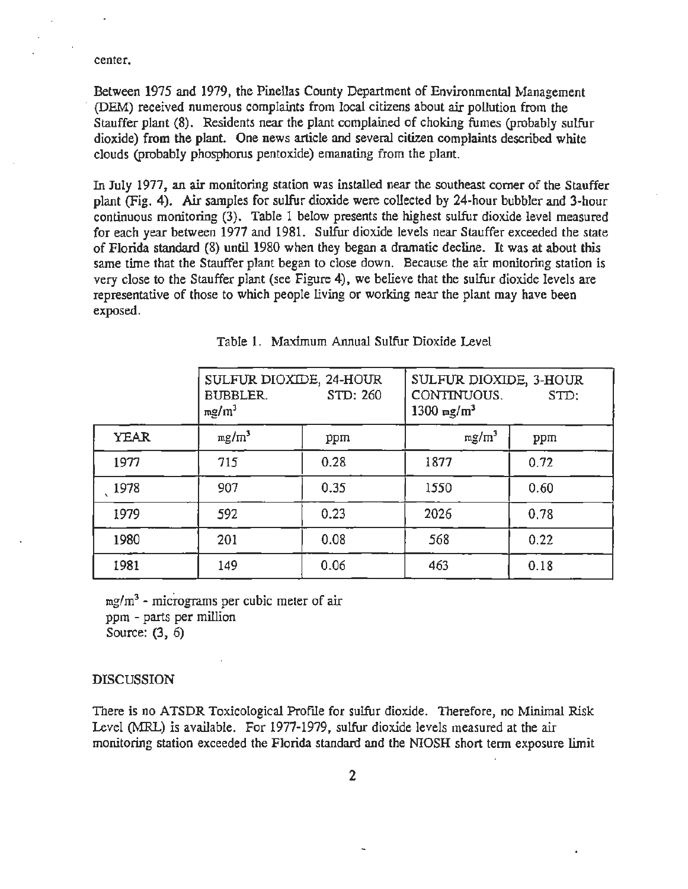center.

Between 1975 and 1979, the Pinellas County Department of Environmental Management (DEM) received numerous complaints from local citizens about air pollution from the Stauffer plant (8). Residents near the plant complained of choking fumes (probably sulfur dioxide) from the plant. One news article and several citizen complaints described white clouds (probably phosphorus pentoxide) emanating from the plant.

In July 1977, an air monitoring station was installed near the southeast corner of the Stauffer plant (Fig. 4). Air samples for sulfur dioxide were collected by 24-hour bubbler and 3-hour continuous monitoring (3). Table 1 below presents the highest sulfur dioxide level measured for each year between 1977 and 1981. Sulfur dioxide levels near Stauffer exceeded the state of Florida standard (8) until 1980 when they began a dramatic decline. It was at about this same time that the Stauffer plant began to close down. Because the air monitoring station is very close to the Stauffer plant (see Figure 4), we believe that the sulfur dioxide levels are representative of those to which people living or working near the plant may have been exposed.

Table 1. Maximum Annual Sulfur Dioxide Level

| | SULFUR DIOXIDE, 24-HOUR BUBBLER. STD: 260 $mg/m^3$ | | SULFUR DIOXIDE, 3-HOUR CONTINUOUS. STD: 1300 $mg/m^3$ | |
|---|---|---|---|---|
| YEAR | $mg/m^3$ | ppm | $mg/m^3$ | ppm |
| 1977 | 715 | 0.28 | 1877 | 0.72 |
| 1978 | 907 | 0.35 | 1550 | 0.60 |
| 1979 | 592 | 0.23 | 2026 | 0.78 |
| 1980 | 201 | 0.08 | 568 | 0.22 |
| 1981 | 149 | 0.06 | 463 | 0.18 |

$mg/m^3$ - micrograms per cubic meter of air
ppm - parts per million
Source: (3, 6)

## DISCUSSION

There is no ATSDR Toxicological Profile for sulfur dioxide. Therefore, no Minimal Risk Level (MRL) is available. For 1977-1979, sulfur dioxide levels measured at the air monitoring station exceeded the Florida standard and the NIOSH short term exposure limit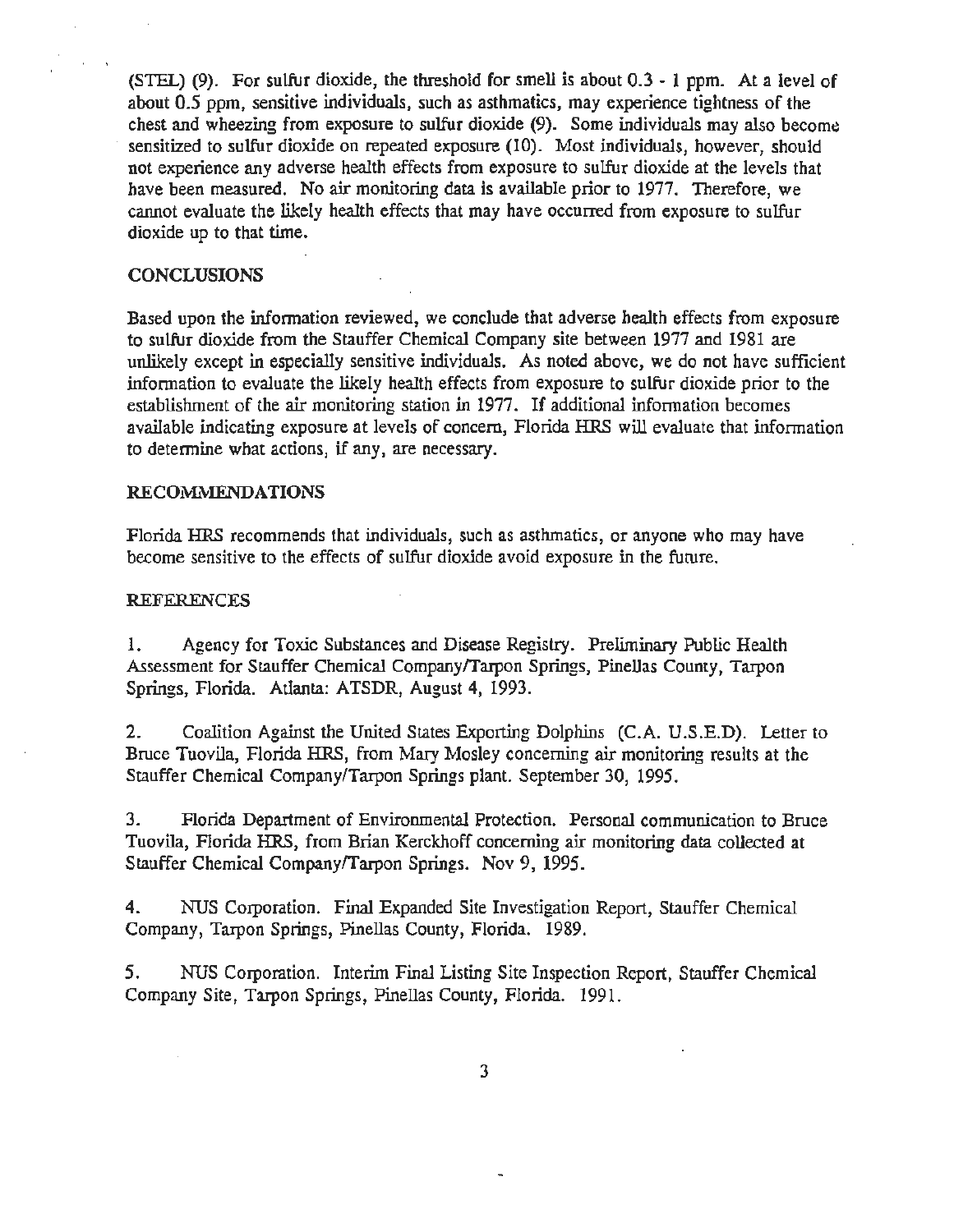(STEL) (9). For sulfur dioxide, the threshold for smell is about 0.3 - 1 ppm. At a level of about 0.5 ppm, sensitive individuals, such as asthmatics, may experience tightness of the chest and wheezing from exposure to sulfur dioxide (9). Some individuals may also become sensitized to sulfur dioxide on repeated exposure (10). Most individuals, however, should not experience any adverse health effects from exposure to sulfur dioxide at the levels that have been measured. No air monitoring data is available prior to 1977. Therefore, we cannot evaluate the likely health effects that may have occurred from exposure to sulfur dioxide up to that time.

## CONCLUSIONS

Based upon the information reviewed, we conclude that adverse health effects from exposure to sulfur dioxide from the Stauffer Chemical Company site between 1977 and 1981 are unlikely except in especially sensitive individuals. As noted above, we do not have sufficient information to evaluate the likely health effects from exposure to sulfur dioxide prior to the establishment of the air monitoring station in 1977. If additional information becomes available indicating exposure at levels of concern, Florida HRS will evaluate that information to determine what actions, if any, are necessary.

## RECOMMENDATIONS

Florida HRS recommends that individuals, such as asthmatics, or anyone who may have become sensitive to the effects of sulfur dioxide avoid exposure in the future.

## REFERENCES

1. Agency for Toxic Substances and Disease Registry. Preliminary Public Health Assessment for Stauffer Chemical Company/Tarpon Springs, Pinellas County, Tarpon Springs, Florida. Atlanta: ATSDR, August 4, 1993.

2. Coalition Against the United States Exporting Dolphins (C.A. U.S.E.D). Letter to Bruce Tuovila, Florida HRS, from Mary Mosley concerning air monitoring results at the Stauffer Chemical Company/Tarpon Springs plant. September 30, 1995.

3. Florida Department of Environmental Protection. Personal communication to Bruce Tuovila, Florida HRS, from Brian Kerckhoff concerning air monitoring data collected at Stauffer Chemical Company/Tarpon Springs. Nov 9, 1995.

4. NUS Corporation. Final Expanded Site Investigation Report, Stauffer Chemical Company, Tarpon Springs, Pinellas County, Florida. 1989.

5. NUS Corporation. Interim Final Listing Site Inspection Report, Stauffer Chemical Company Site, Tarpon Springs, Pinellas County, Florida. 1991.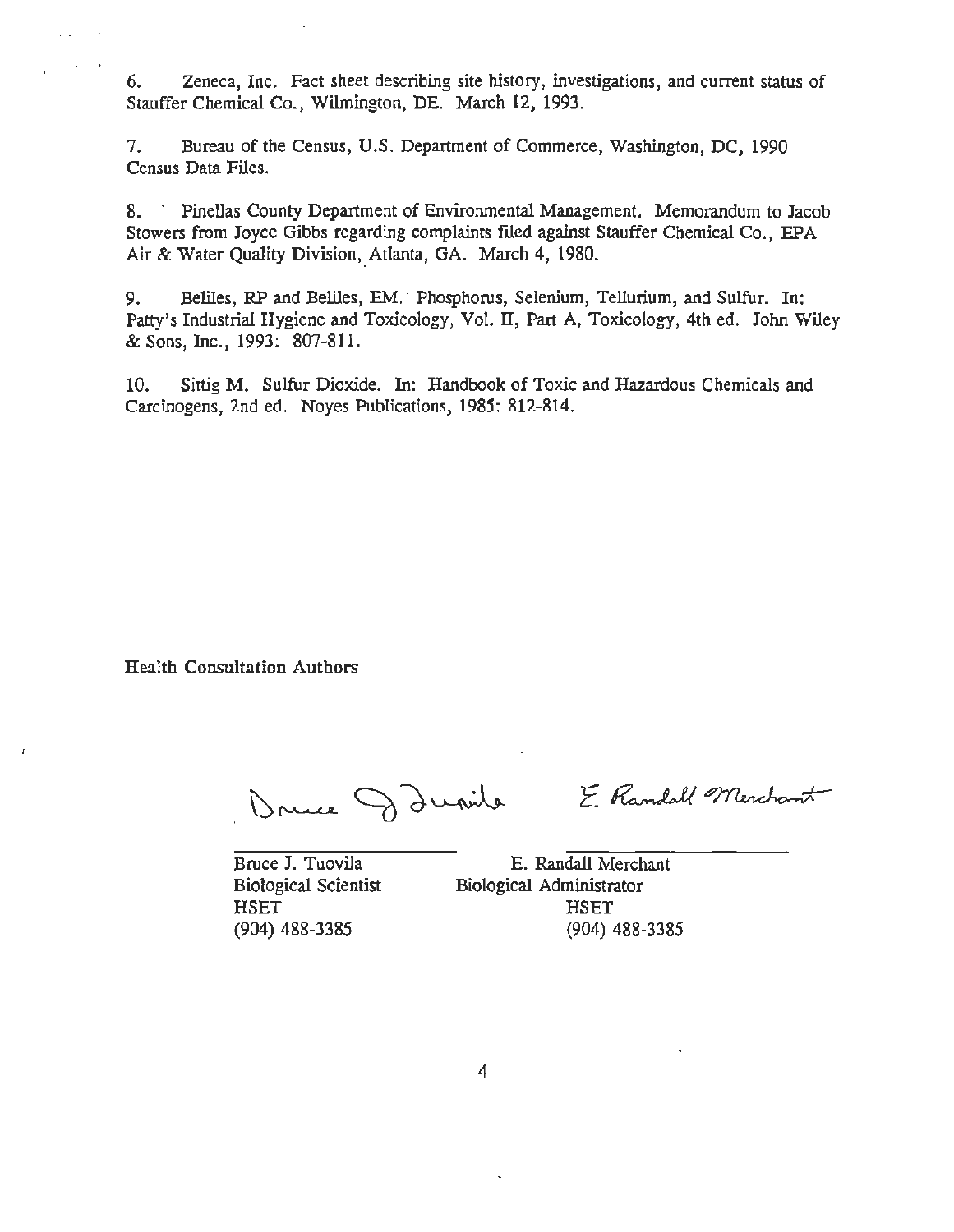6. Zeneca, Inc. Fact sheet describing site history, investigations, and current status of Stauffer Chemical Co., Wilmington, DE. March 12, 1993.

7. Bureau of the Census, U.S. Department of Commerce, Washington, DC, 1990 Census Data Files.

8. Pinellas County Department of Environmental Management. Memorandum to Jacob Stowers from Joyce Gibbs regarding complaints filed against Stauffer Chemical Co., EPA Air & Water Quality Division, Atlanta, GA. March 4, 1980.

9. Beliles, RP and Beliles, EM. Phosphorus, Selenium, Tellurium, and Sulfur. In: Patty's Industrial Hygiene and Toxicology, Vol. II, Part A, Toxicology, 4th ed. John Wiley & Sons, Inc., 1993: 807-811.

10. Sittig M. Sulfur Dioxide. In: Handbook of Toxic and Hazardous Chemicals and Carcinogens, 2nd ed. Noyes Publications, 1985: 812-814.

Health Consultation Authors

| Bruce J. Tuovila | E. Randall Merchant |
|---|---|
| Biological Scientist | Biological Administrator |
| HSET | HSET |
| (904) 488-3385 | (904) 488-3385 |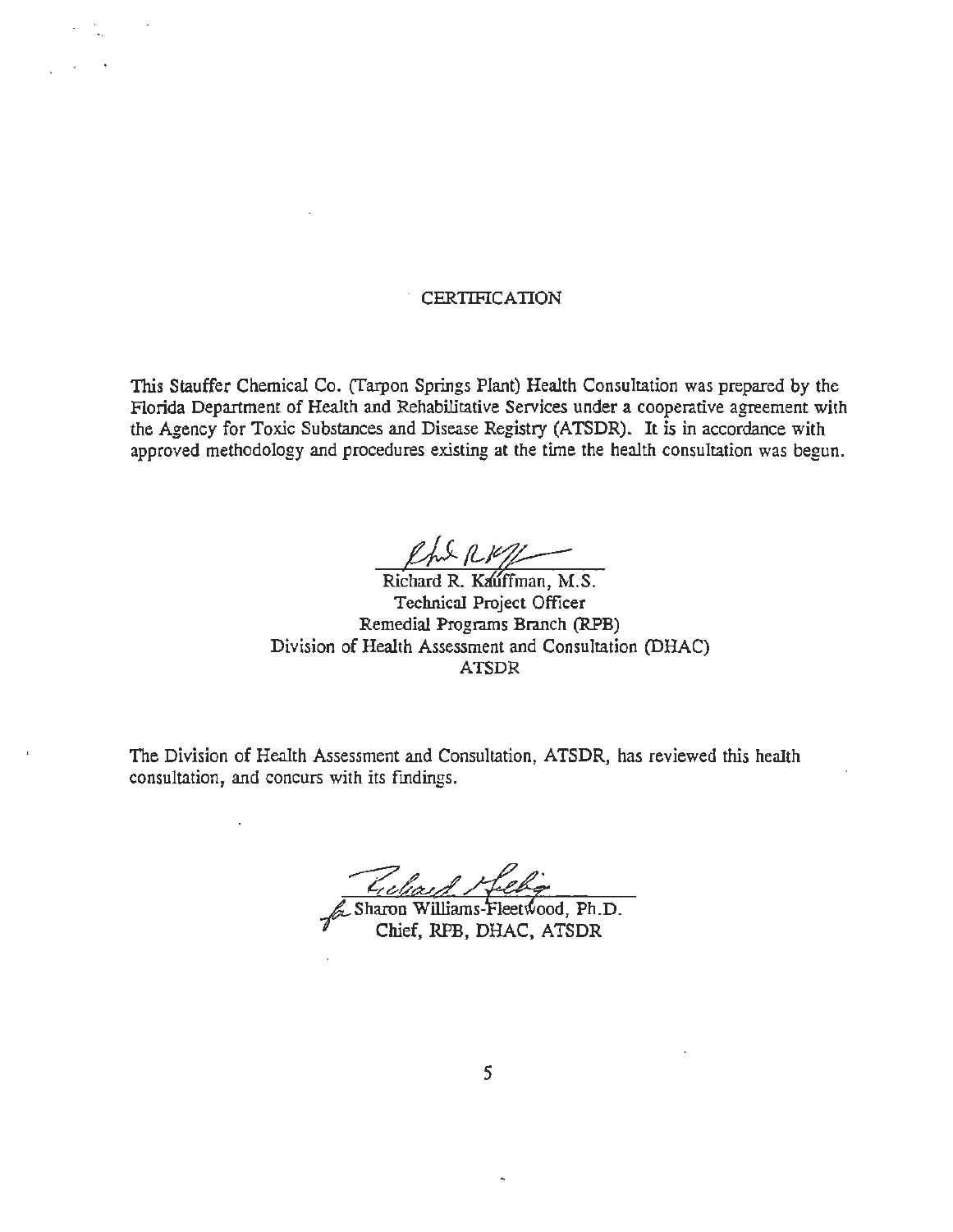# CERTIFICATION

This Stauffer Chemical Co. (Tarpon Springs Plant) Health Consultation was prepared by the Florida Department of Health and Rehabilitative Services under a cooperative agreement with the Agency for Toxic Substances and Disease Registry (ATSDR). It is in accordance with approved methodology and procedures existing at the time the health consultation was begun.

Richard R. Kauffman, M.S.
Technical Project Officer
Remedial Programs Branch (RPB)
Division of Health Assessment and Consultation (DHAC)
ATSDR

The Division of Health Assessment and Consultation, ATSDR, has reviewed this health consultation, and concurs with its findings.

for Sharon Williams-Fleetwood, Ph.D.
Chief, RPB, DHAC, ATSDR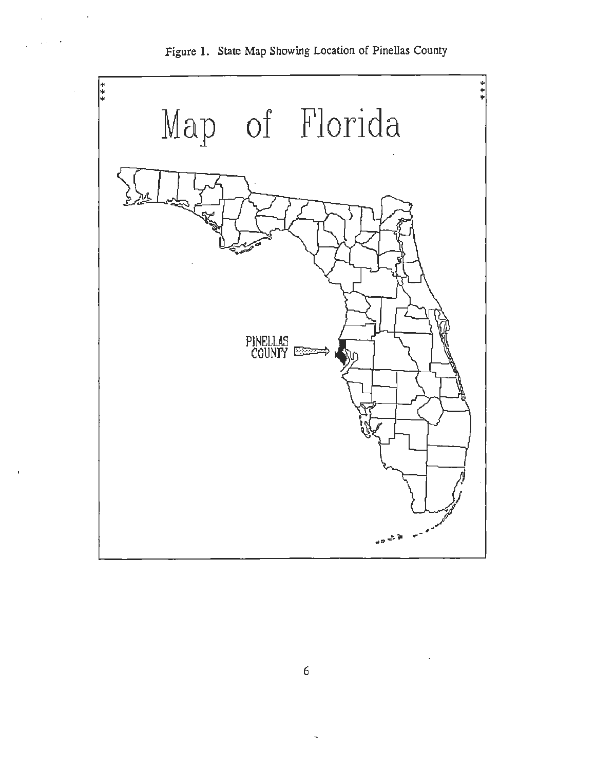Figure 1. State Map Showing Location of Pinellas County

Map of Florida

PINELLAS COUNTY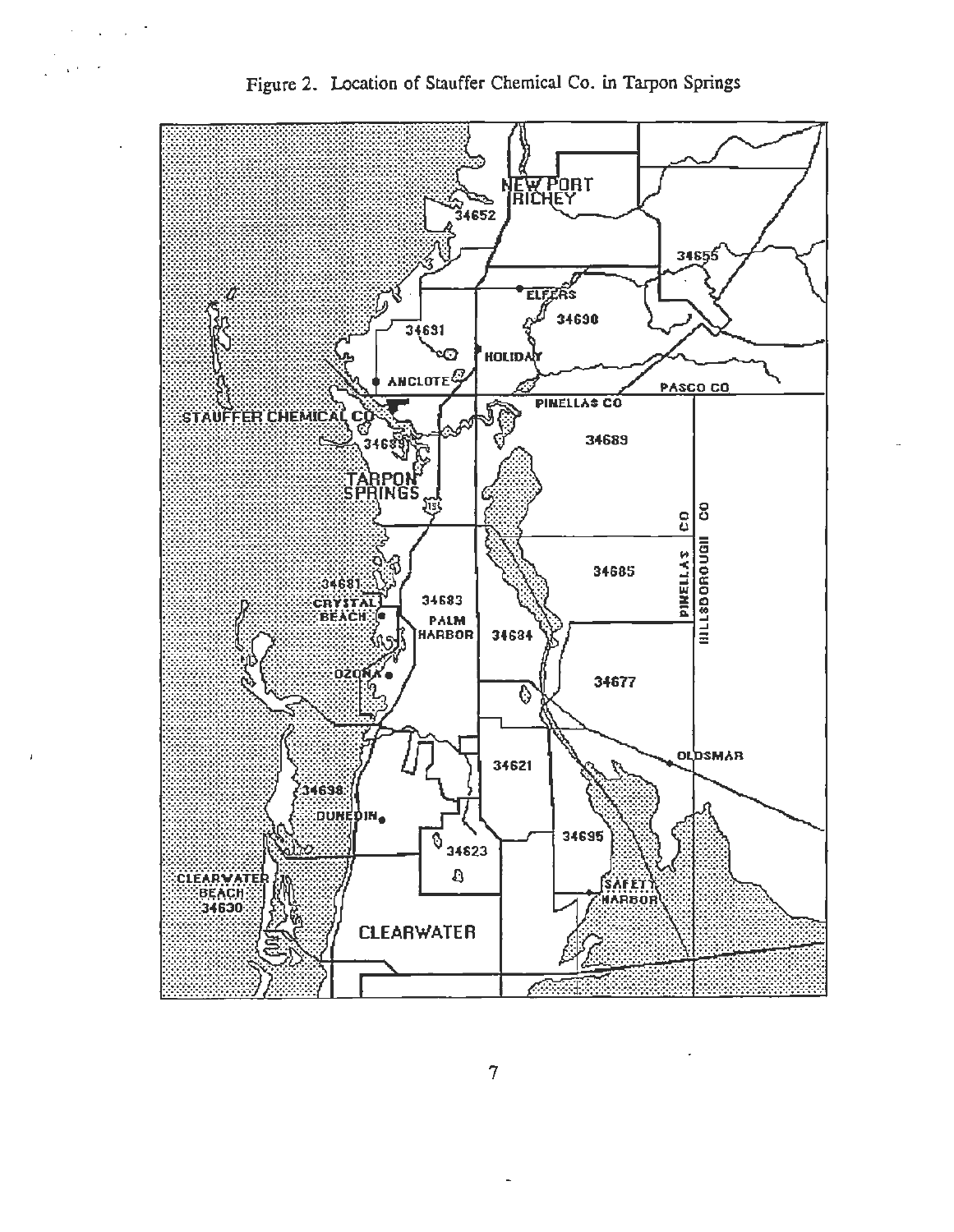Figure 2. Location of Stauffer Chemical Co. in Tarpon Springs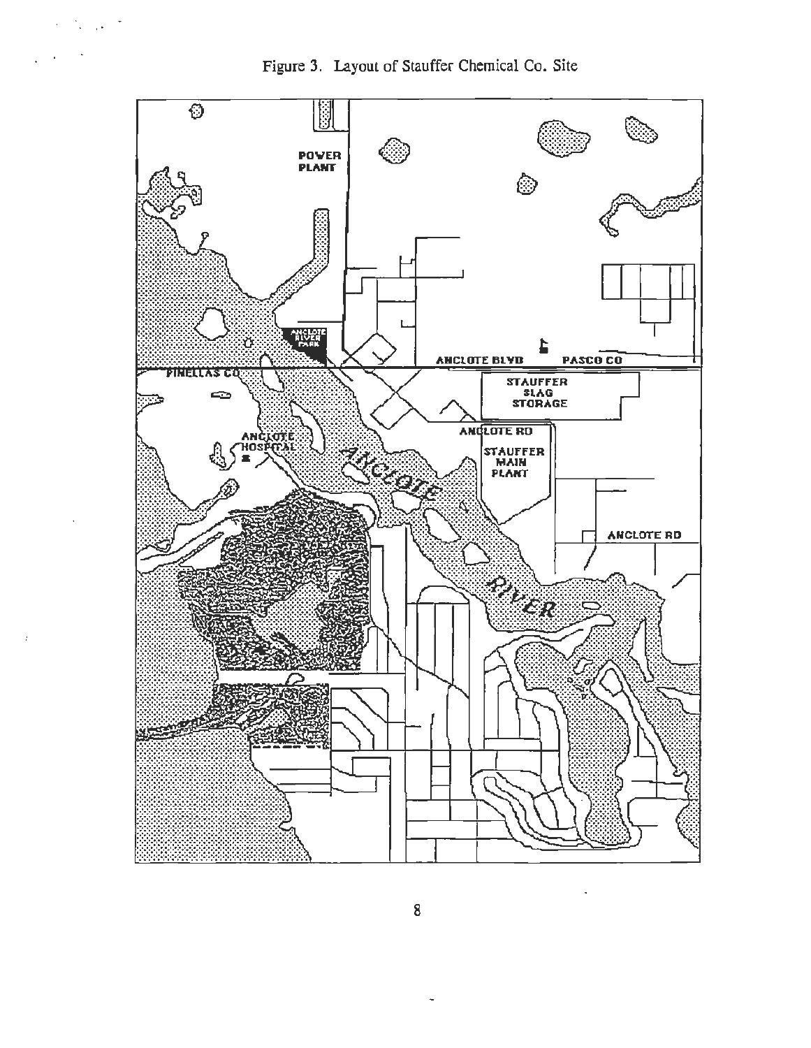Figure 3. Layout of Stauffer Chemical Co. Site

POWER PLANT

ANCLOTE RIVER PARK

ANCLOTE BLVD

PASCO CO

PINELLAS CO

STAUFFER SLAG STORAGE

ANCLOTE RD

STAUFFER MAIN PLANT

ANCLOTE HOSPITAL

ANCLOTE RIVER

ANCLOTE RD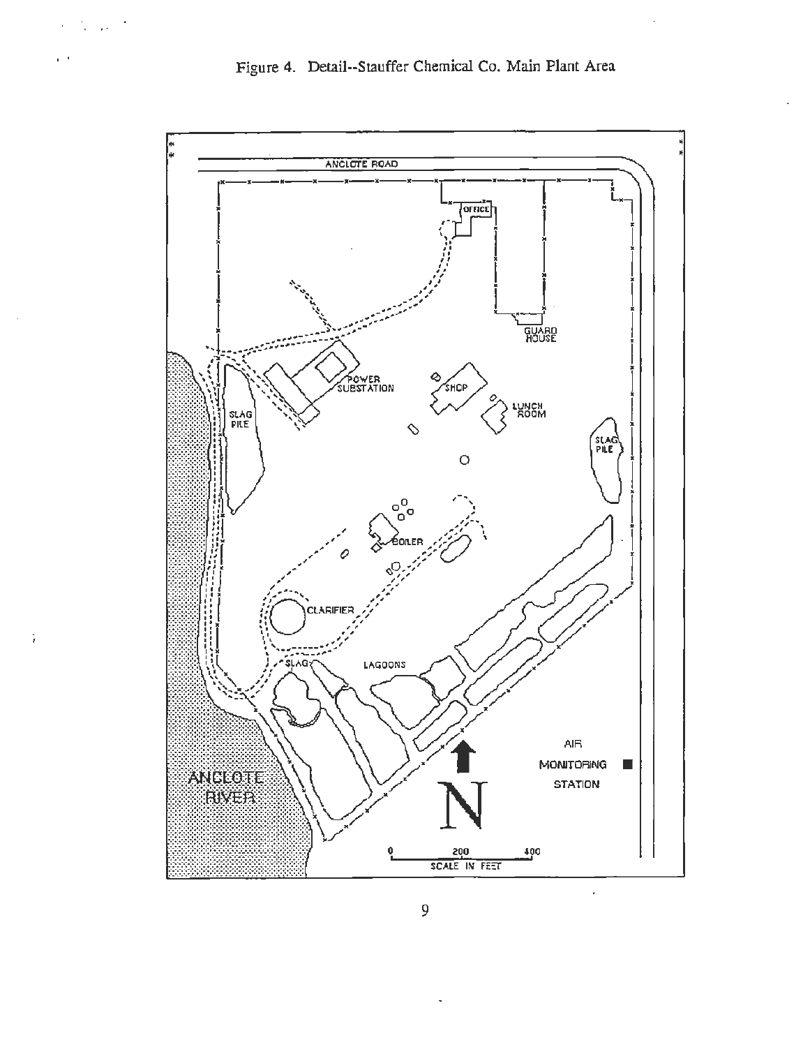Figure 4. Detail--Stauffer Chemical Co. Main Plant Area

ANCLOTE ROAD

OFFICE

GUARD HOUSE

POWER SUBSTATION

SHOP

LUNCH ROOM

SLAG PILE

SLAG PILE

BOILER

CLARIFIER

SLAG

LAGOONS

ANCLOTE RIVER

AIR MONITORING STATION

N

0 200 400

SCALE IN FEET